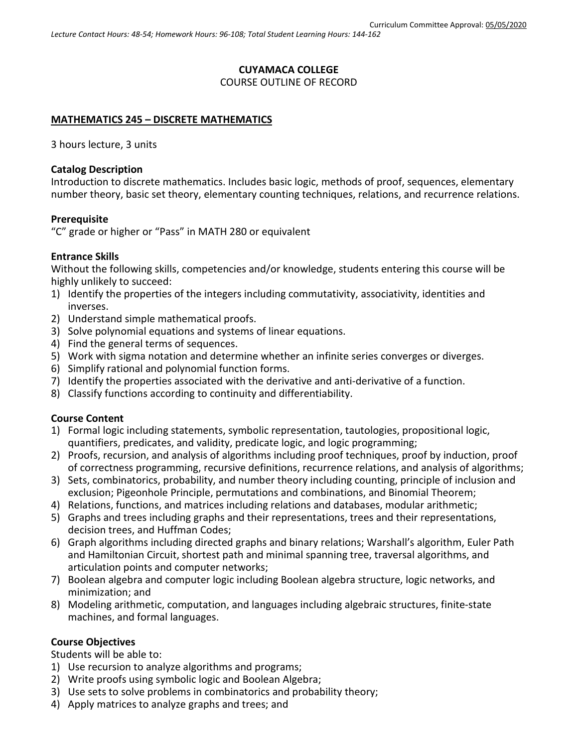Curriculum Committee Approval: 05/05/2020

*Lecture Contact Hours: 48-54; Homework Hours: 96-108; Total Student Learning Hours: 144-162*

**CUYAMACA COLLEGE**
COURSE OUTLINE OF RECORD

## MATHEMATICS 245 – DISCRETE MATHEMATICS

3 hours lecture, 3 units

### Catalog Description

Introduction to discrete mathematics. Includes basic logic, methods of proof, sequences, elementary number theory, basic set theory, elementary counting techniques, relations, and recurrence relations.

### Prerequisite

"C" grade or higher or "Pass" in MATH 280 or equivalent

### Entrance Skills

Without the following skills, competencies and/or knowledge, students entering this course will be highly unlikely to succeed:

1) Identify the properties of the integers including commutativity, associativity, identities and inverses.
2) Understand simple mathematical proofs.
3) Solve polynomial equations and systems of linear equations.
4) Find the general terms of sequences.
5) Work with sigma notation and determine whether an infinite series converges or diverges.
6) Simplify rational and polynomial function forms.
7) Identify the properties associated with the derivative and anti-derivative of a function.
8) Classify functions according to continuity and differentiability.

### Course Content

1) Formal logic including statements, symbolic representation, tautologies, propositional logic, quantifiers, predicates, and validity, predicate logic, and logic programming;
2) Proofs, recursion, and analysis of algorithms including proof techniques, proof by induction, proof of correctness programming, recursive definitions, recurrence relations, and analysis of algorithms;
3) Sets, combinatorics, probability, and number theory including counting, principle of inclusion and exclusion; Pigeonhole Principle, permutations and combinations, and Binomial Theorem;
4) Relations, functions, and matrices including relations and databases, modular arithmetic;
5) Graphs and trees including graphs and their representations, trees and their representations, decision trees, and Huffman Codes;
6) Graph algorithms including directed graphs and binary relations; Warshall's algorithm, Euler Path and Hamiltonian Circuit, shortest path and minimal spanning tree, traversal algorithms, and articulation points and computer networks;
7) Boolean algebra and computer logic including Boolean algebra structure, logic networks, and minimization; and
8) Modeling arithmetic, computation, and languages including algebraic structures, finite-state machines, and formal languages.

### Course Objectives

Students will be able to:

1) Use recursion to analyze algorithms and programs;
2) Write proofs using symbolic logic and Boolean Algebra;
3) Use sets to solve problems in combinatorics and probability theory;
4) Apply matrices to analyze graphs and trees; and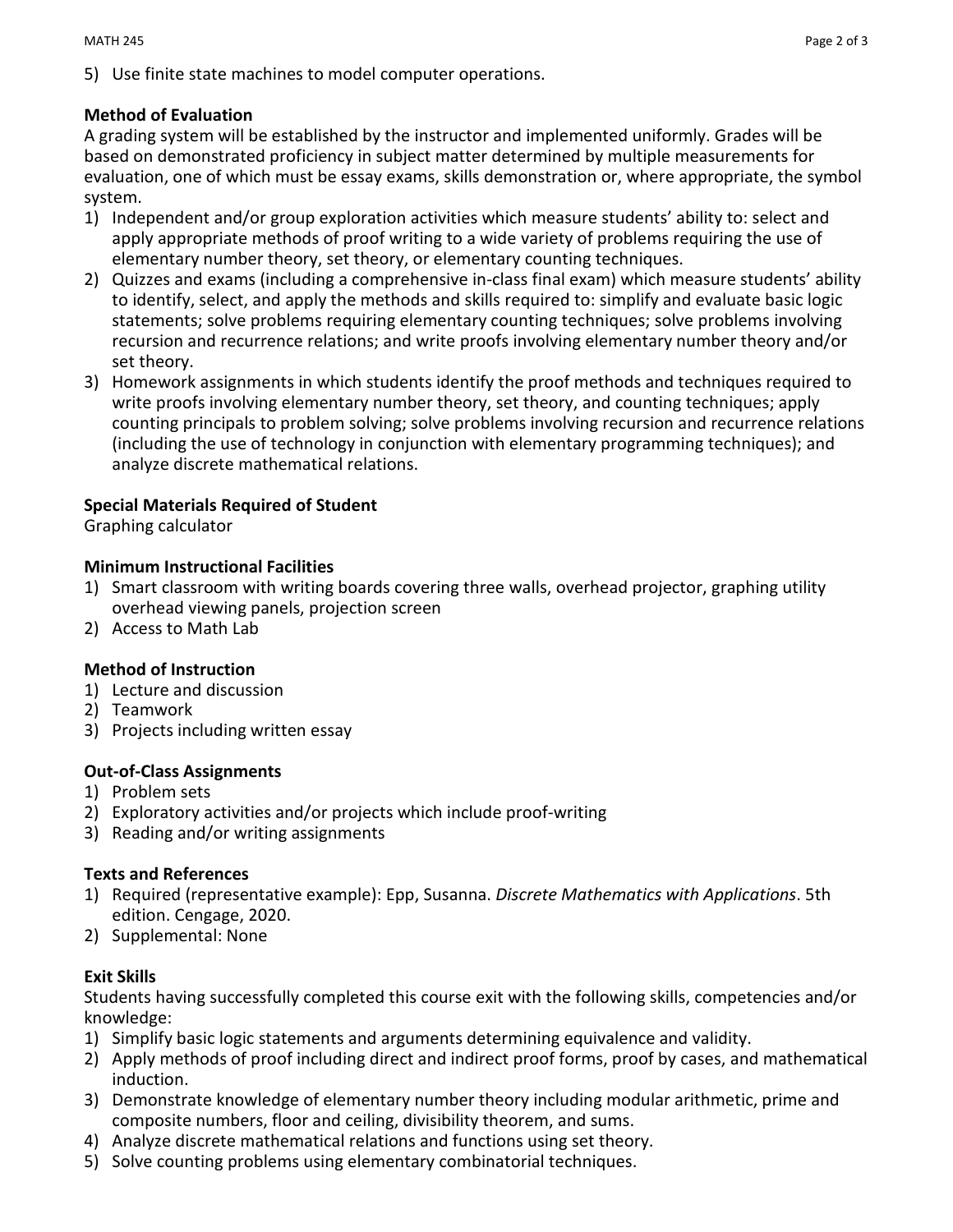5) Use finite state machines to model computer operations.

**Method of Evaluation**

A grading system will be established by the instructor and implemented uniformly. Grades will be based on demonstrated proficiency in subject matter determined by multiple measurements for evaluation, one of which must be essay exams, skills demonstration or, where appropriate, the symbol system.

1) Independent and/or group exploration activities which measure students' ability to: select and apply appropriate methods of proof writing to a wide variety of problems requiring the use of elementary number theory, set theory, or elementary counting techniques.
2) Quizzes and exams (including a comprehensive in-class final exam) which measure students' ability to identify, select, and apply the methods and skills required to: simplify and evaluate basic logic statements; solve problems requiring elementary counting techniques; solve problems involving recursion and recurrence relations; and write proofs involving elementary number theory and/or set theory.
3) Homework assignments in which students identify the proof methods and techniques required to write proofs involving elementary number theory, set theory, and counting techniques; apply counting principals to problem solving; solve problems involving recursion and recurrence relations (including the use of technology in conjunction with elementary programming techniques); and analyze discrete mathematical relations.

**Special Materials Required of Student**

Graphing calculator

**Minimum Instructional Facilities**

1) Smart classroom with writing boards covering three walls, overhead projector, graphing utility overhead viewing panels, projection screen
2) Access to Math Lab

**Method of Instruction**

1) Lecture and discussion
2) Teamwork
3) Projects including written essay

**Out-of-Class Assignments**

1) Problem sets
2) Exploratory activities and/or projects which include proof-writing
3) Reading and/or writing assignments

**Texts and References**

1) Required (representative example): Epp, Susanna. *Discrete Mathematics with Applications*. 5th edition. Cengage, 2020.
2) Supplemental: None

**Exit Skills**

Students having successfully completed this course exit with the following skills, competencies and/or knowledge:

1) Simplify basic logic statements and arguments determining equivalence and validity.
2) Apply methods of proof including direct and indirect proof forms, proof by cases, and mathematical induction.
3) Demonstrate knowledge of elementary number theory including modular arithmetic, prime and composite numbers, floor and ceiling, divisibility theorem, and sums.
4) Analyze discrete mathematical relations and functions using set theory.
5) Solve counting problems using elementary combinatorial techniques.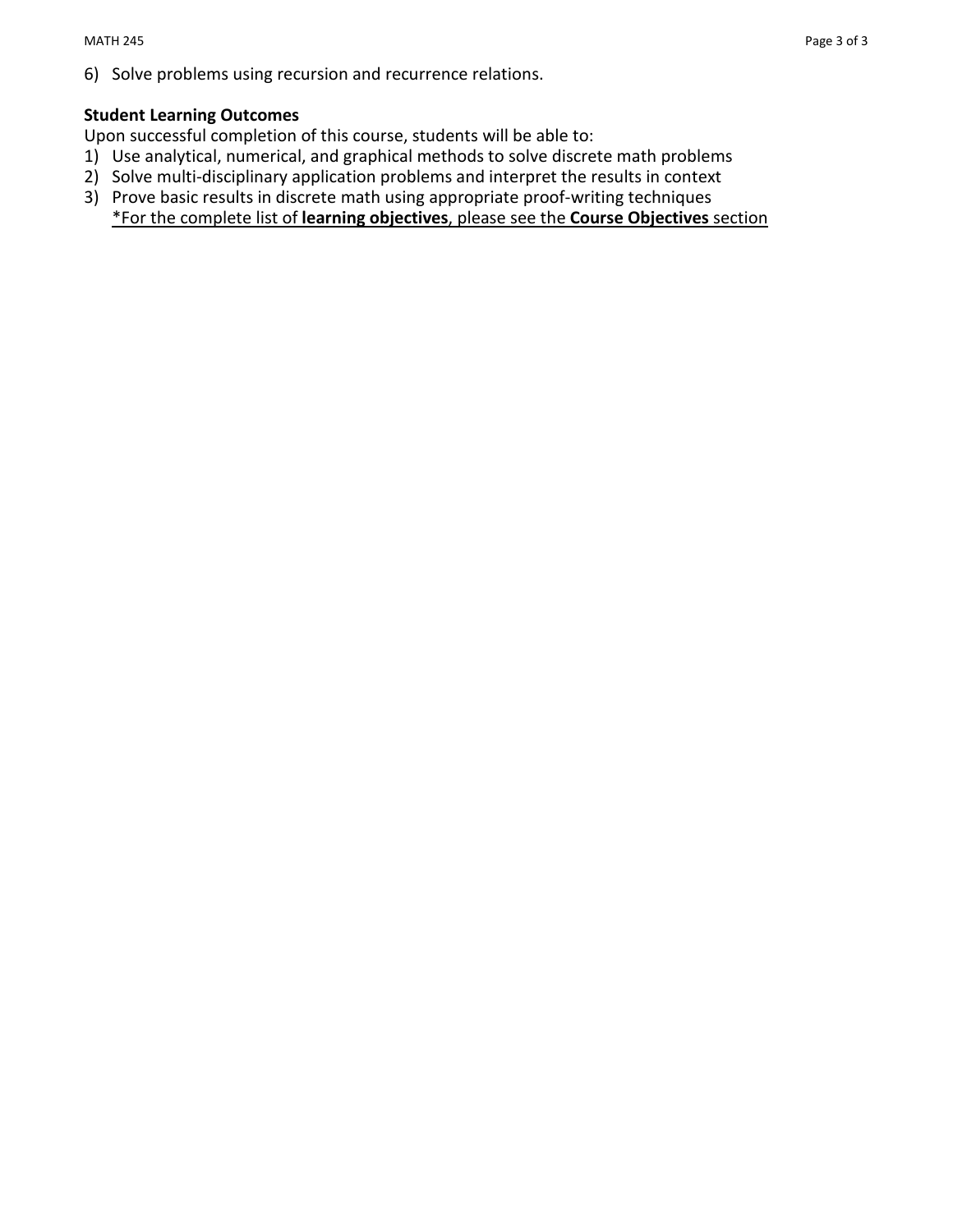6) Solve problems using recursion and recurrence relations.

**Student Learning Outcomes**

Upon successful completion of this course, students will be able to:

1) Use analytical, numerical, and graphical methods to solve discrete math problems
2) Solve multi-disciplinary application problems and interpret the results in context
3) Prove basic results in discrete math using appropriate proof-writing techniques
   *For the complete list of **learning objectives**, please see the **Course Objectives** section